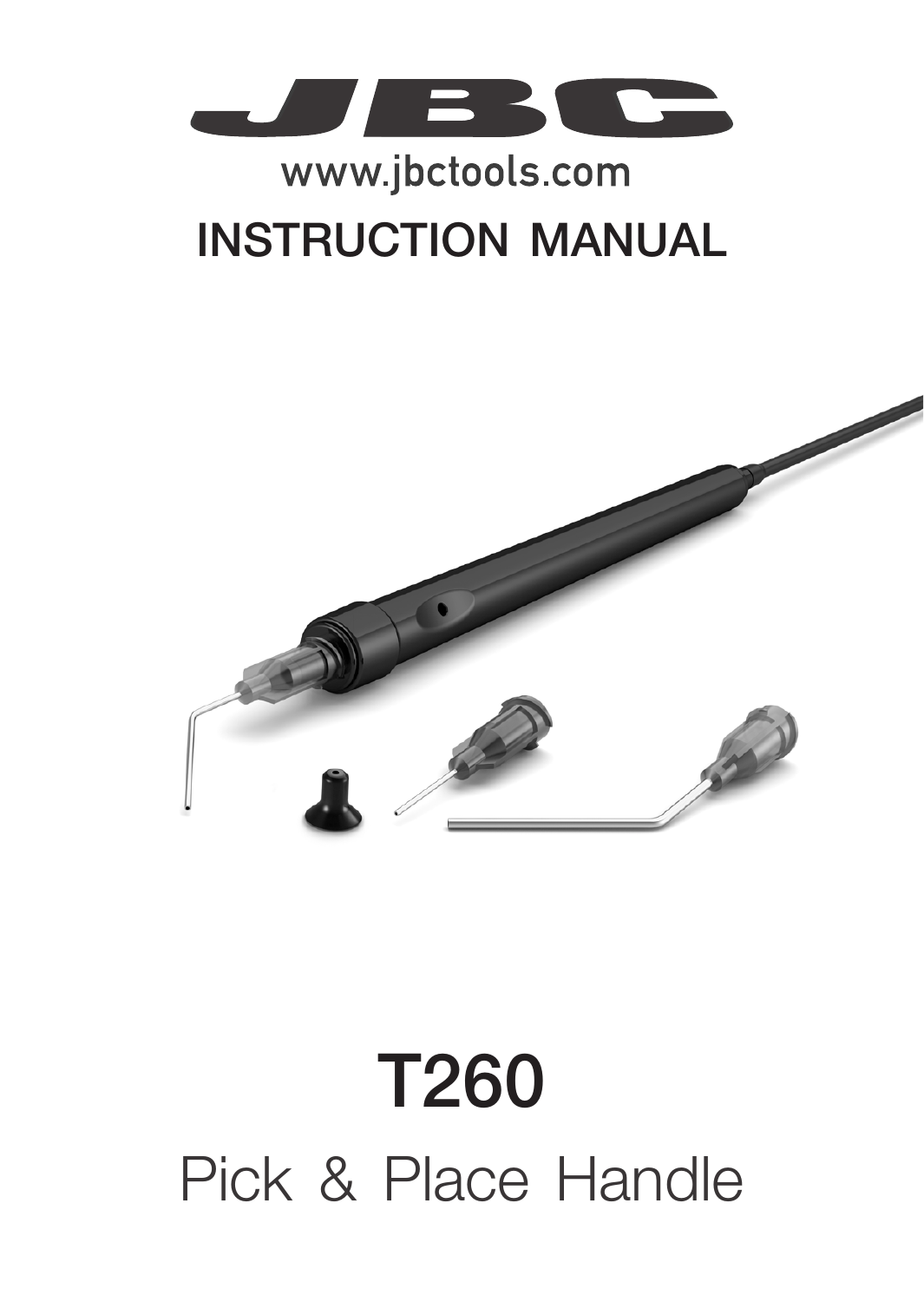# JBC

www.jbctools.com

## INSTRUCTION MANUAL

# T260

## Pick & Place Handle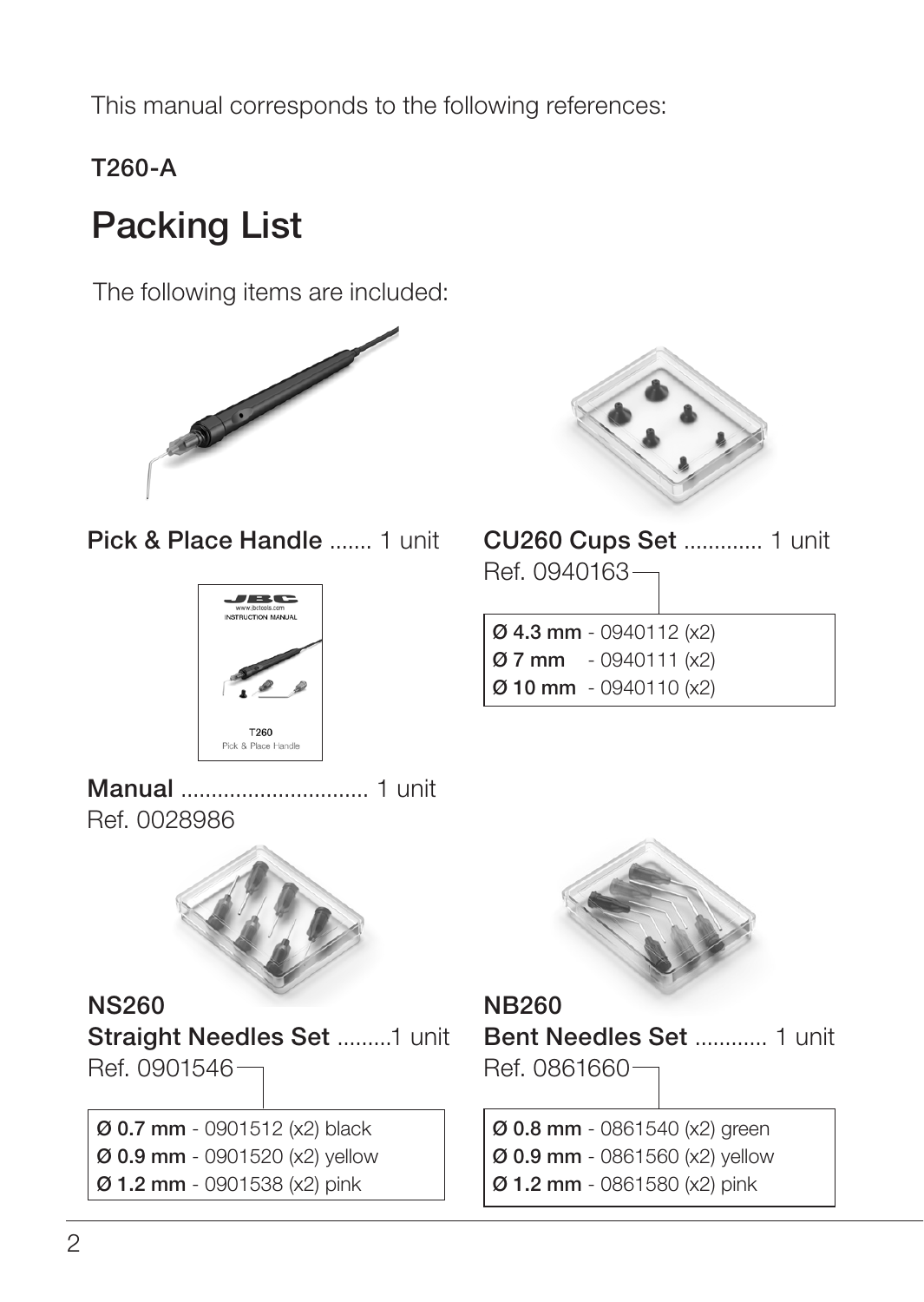This manual corresponds to the following references:

**T260-A**

# Packing List

The following items are included:

**Pick & Place Handle** ....... 1 unit

**CU260 Cups Set** ............. 1 unit
Ref. 0940163

**Ø 4.3 mm** - 0940112 (x2)
**Ø 7 mm** - 0940111 (x2)
**Ø 10 mm** - 0940110 (x2)

**Manual** ............................... 1 unit
Ref. 0028986

**NS260**
**Straight Needles Set** .........1 unit
Ref. 0901546

**Ø 0.7 mm** - 0901512 (x2) black
**Ø 0.9 mm** - 0901520 (x2) yellow
**Ø 1.2 mm** - 0901538 (x2) pink

**NB260**
**Bent Needles Set** ............ 1 unit
Ref. 0861660

**Ø 0.8 mm** - 0861540 (x2) green
**Ø 0.9 mm** - 0861560 (x2) yellow
**Ø 1.2 mm** - 0861580 (x2) pink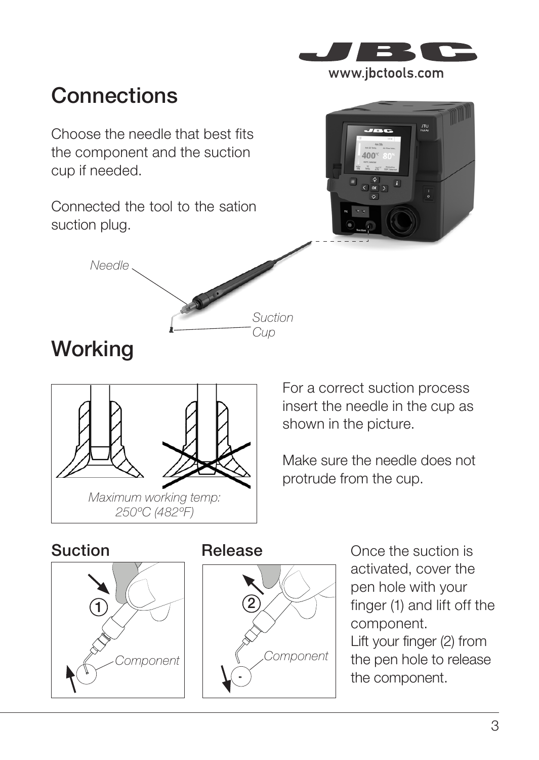## Connections

Choose the needle that best fits the component and the suction cup if needed.

Connected the tool to the sation suction plug.

Needle

Suction Cup

## Working

Maximum working temp: 250ºC (482ºF)

For a correct suction process insert the needle in the cup as shown in the picture.

Make sure the needle does not protrude from the cup.

### Suction

1

Component

### Release

2

Component

Once the suction is activated, cover the pen hole with your finger (1) and lift off the component.
Lift your finger (2) from the pen hole to release the component.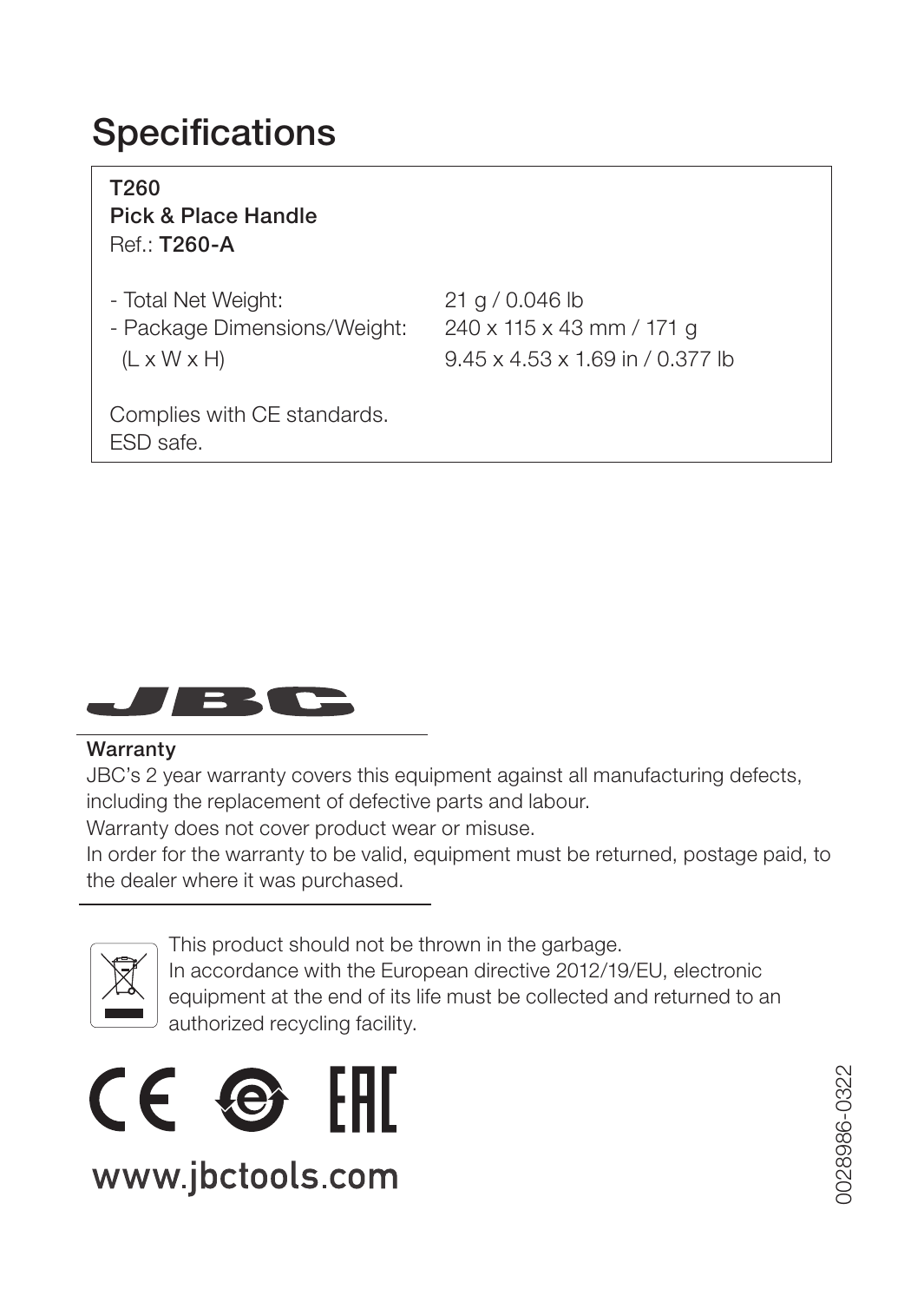# Specifications

**T260**
**Pick & Place Handle**
Ref.: **T260-A**

| | |
|---|---|
| - Total Net Weight: | 21 g / 0.046 lb |
| - Package Dimensions/Weight: (L x W x H) | 240 x 115 x 43 mm / 171 g<br>9.45 x 4.53 x 1.69 in / 0.377 lb |

Complies with CE standards.
ESD safe.

JBC

**Warranty**

JBC's 2 year warranty covers this equipment against all manufacturing defects, including the replacement of defective parts and labour.
Warranty does not cover product wear or misuse.
In order for the warranty to be valid, equipment must be returned, postage paid, to the dealer where it was purchased.

This product should not be thrown in the garbage.
In accordance with the European directive 2012/19/EU, electronic equipment at the end of its life must be collected and returned to an authorized recycling facility.

www.jbctools.com

0028986-0322